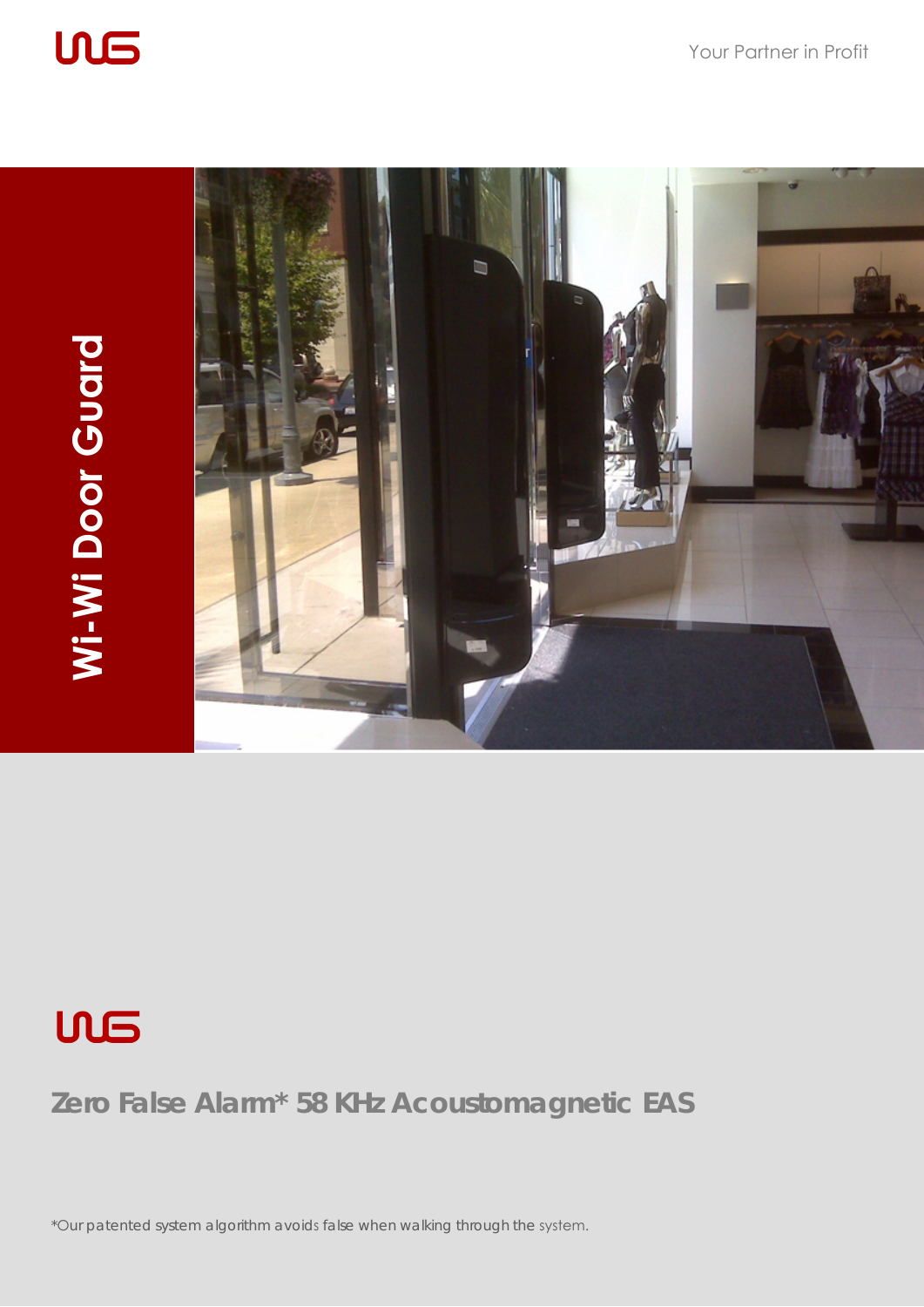Your Partner in Profit

# Wi-Wi Door Guard

## Zero False Alarm* 58 KHz Acoustomagnetic EAS

*Our patented system algorithm avoids false when walking through the system.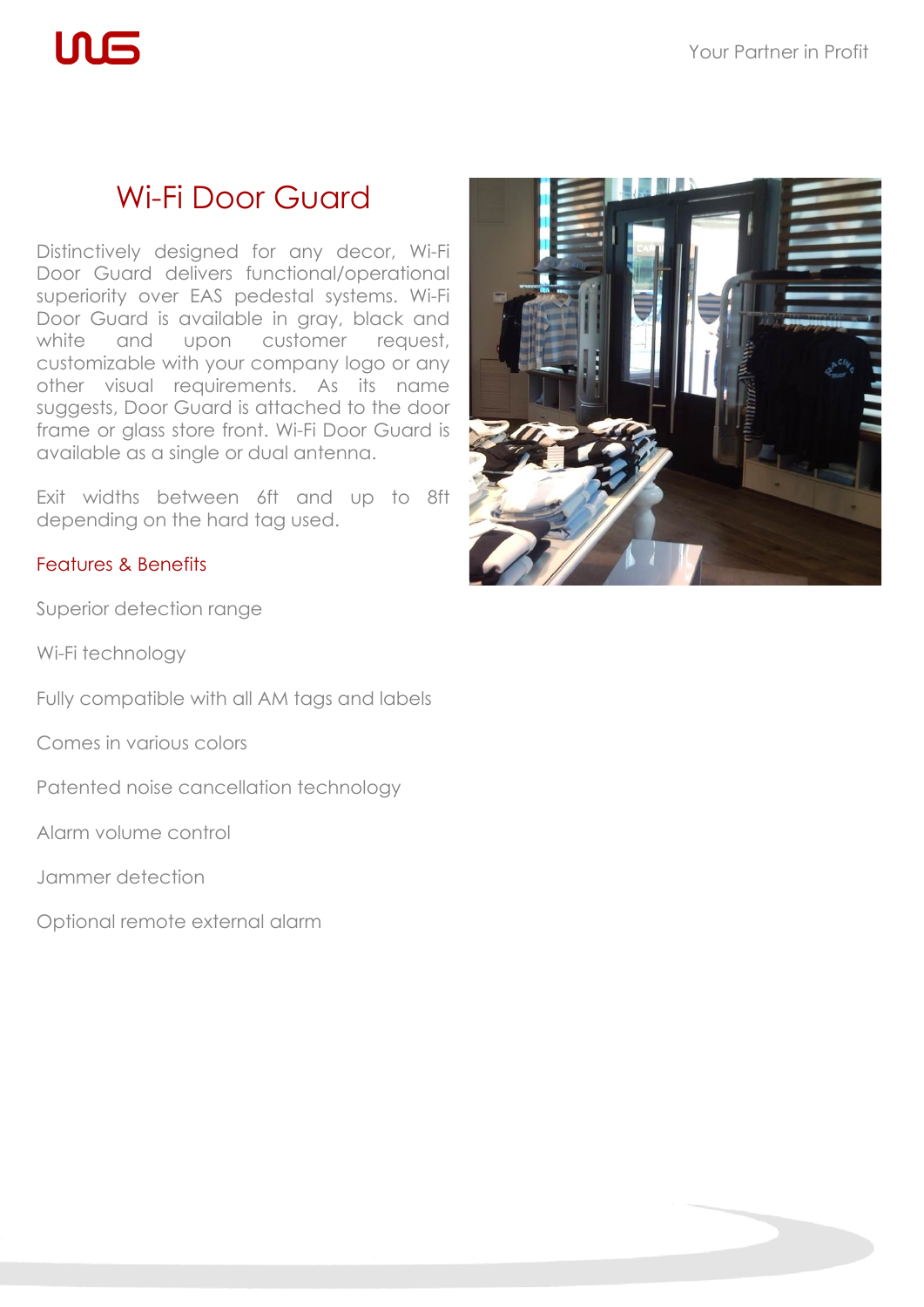# Wi-Fi Door Guard

Distinctively designed for any decor, Wi-Fi Door Guard delivers functional/operational superiority over EAS pedestal systems. Wi-Fi Door Guard is available in gray, black and white and upon customer request, customizable with your company logo or any other visual requirements. As its name suggests, Door Guard is attached to the door frame or glass store front. Wi-Fi Door Guard is available as a single or dual antenna.

Exit widths between 6ft and up to 8ft depending on the hard tag used.

## Features & Benefits

Superior detection range

Wi-Fi technology

Fully compatible with all AM tags and labels

Comes in various colors

Patented noise cancellation technology

Alarm volume control

Jammer detection

Optional remote external alarm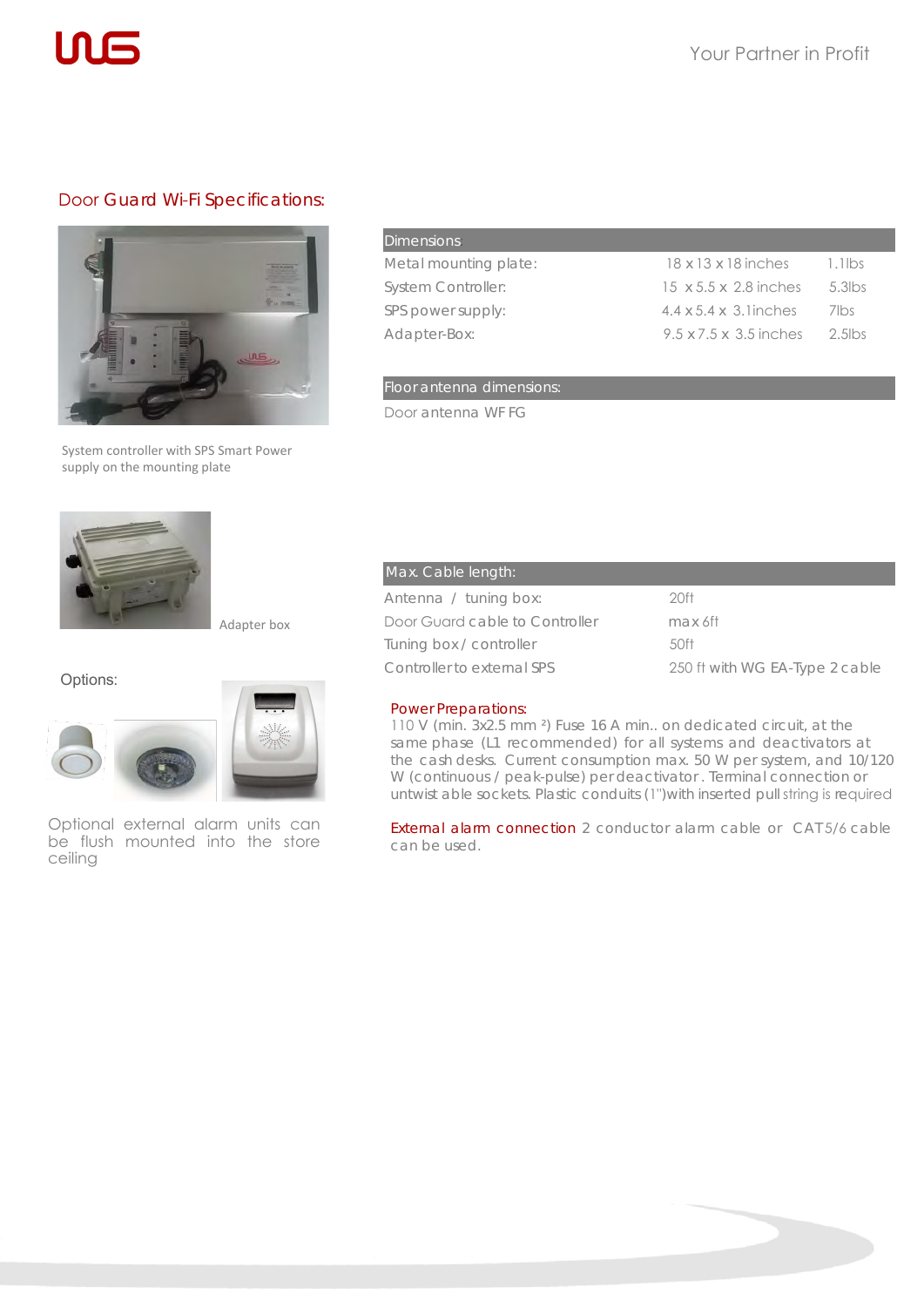## Door Guard Wi-Fi Specifications:

System controller with SPS Smart Power supply on the mounting plate

Adapter box

Options:

Optional external alarm units can be flush mounted into the store ceiling

| Dimensions | | |
|---|---|---|
| Metal mounting plate: | 18 x 13 x 18 inches | 1.1lbs |
| System Controller: | 15 x 5.5 x 2.8 inches | 5.3lbs |
| SPS power supply: | 4.4 x 5.4 x 3.1inches | 7lbs |
| Adapter-Box: | 9.5 x 7.5 x 3.5 inches | 2.5lbs |

| Floor antenna dimensions: |
|---|
| Door antenna WF FG |

| Max. Cable length: | |
|---|---|
| Antenna / tuning box: | 20ft |
| Door Guard cable to Controller | max 6ft |
| Tuning box / controller | 50ft |
| Controller to external SPS | 250 ft with WG EA-Type 2 cable |

**Power Preparations:** 110 V (min. 3x2.5 mm ²) Fuse 16 A min.. on dedicated circuit, at the same phase (L1 recommended) for all systems and deactivators at the cash desks. Current consumption max. 50 W per system, and 10/120 W (continuous / peak-pulse) per deactivator. Terminal connection or untwistable sockets. Plastic conduits (1")with inserted pull string is required

**External alarm connection** 2 conductor alarm cable or CAT5/6 cable can be used.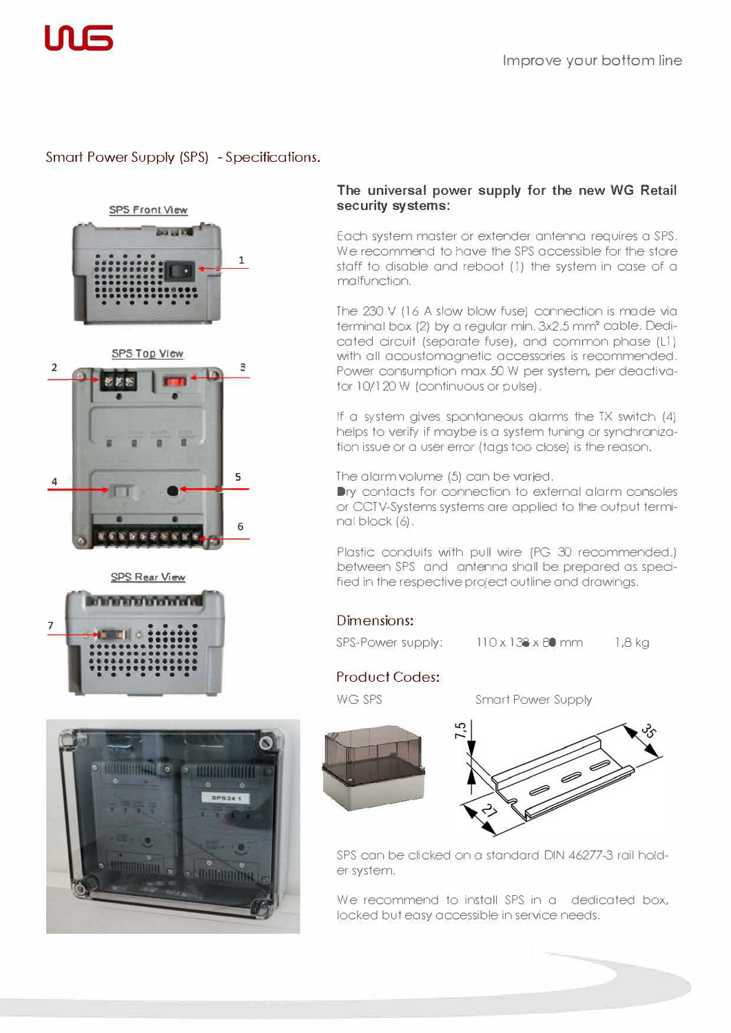## Smart Power Supply (SPS) - Specifications.

SPS Front View

1

SPS Top View

2

3

4

5

6

SPS Rear View

7

**The universal power supply for the new WG Retail security systems:**

Each system master or extender antenna requires a SPS. We recommend to have the SPS accessible for the store staff to disable and reboot (1) the system in case of a malfunction.

The 230 V (16 A slow blow fuse) connection is made via terminal box (2) by a regular min. 3x2.5 mm² cable. Dedicated circuit (separate fuse), and common phase (L1) with all acoustomagnetic accessories is recommended. Power consumption max 50 W per system, per deactivator 10/120 W (continuous or pulse).

If a system gives spontaneous alarms the TX switch (4) helps to verify if maybe is a system tuning or synchronization issue or a user error (tags too close) is the reason.

The alarm volume (5) can be varied.
Dry contacts for connection to external alarm consoles or CCTV-Systems systems are applied to the output terminal block (6).

Plastic conduits with pull wire (PG 30 recommended.) between SPS and antenna shall be prepared as specified in the respective project outline and drawings.

### Dimensions:

| | | |
|---|---|---|
| SPS-Power supply: | 110 x 138 x 80 mm | 1,8 kg |

### Product Codes:

| | |
|---|---|
| WG SPS | Smart Power Supply |

7,5

35

27

SPS can be clicked on a standard DIN 46277-3 rail holder system.

We recommend to install SPS in a dedicated box, locked but easy accessible in service needs.